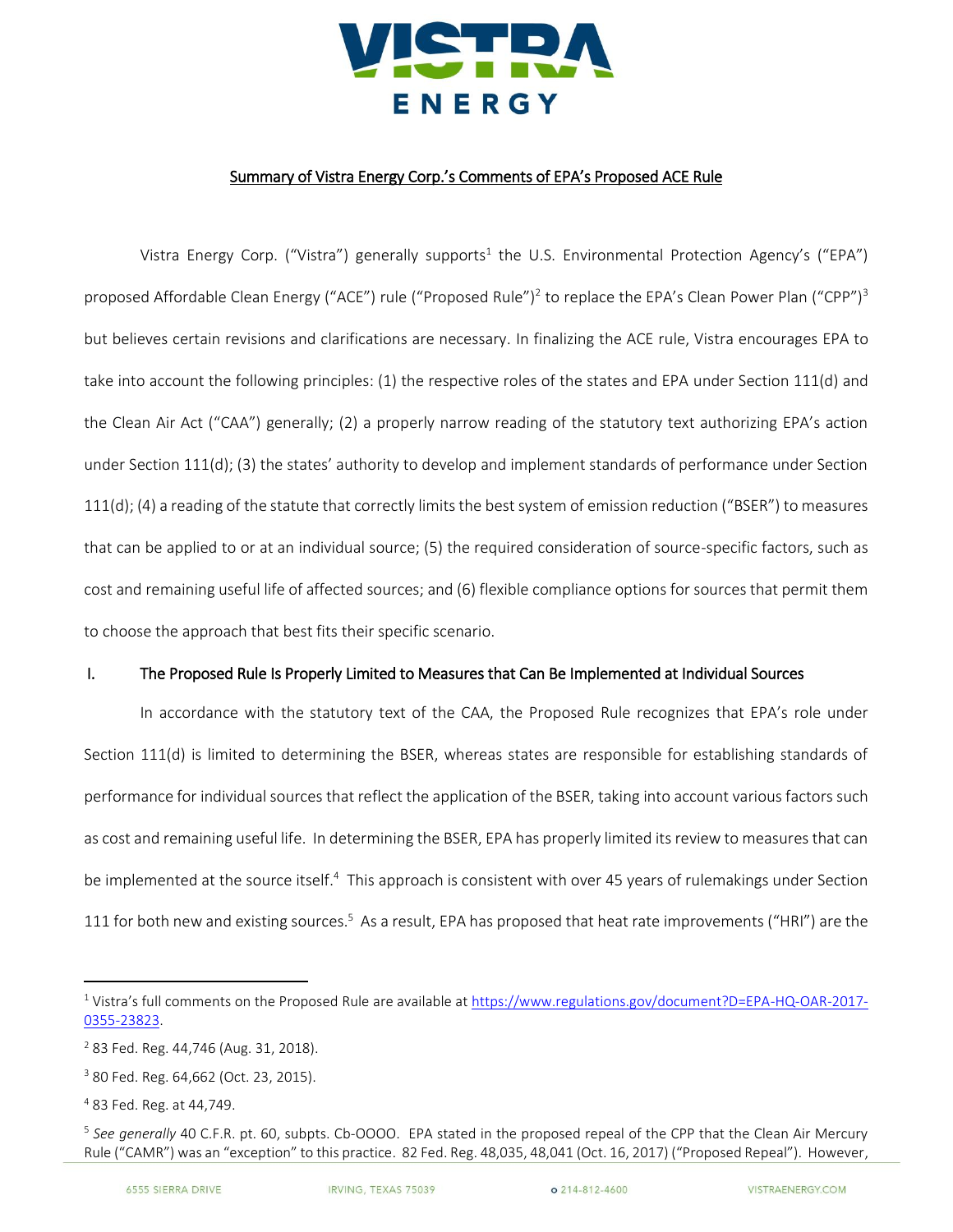# VISTRA ENERGY

## Summary of Vistra Energy Corp.'s Comments of EPA's Proposed ACE Rule

Vistra Energy Corp. ("Vistra") generally supports[1] the U.S. Environmental Protection Agency's ("EPA") proposed Affordable Clean Energy ("ACE") rule ("Proposed Rule")[2] to replace the EPA's Clean Power Plan ("CPP")[3] but believes certain revisions and clarifications are necessary. In finalizing the ACE rule, Vistra encourages EPA to take into account the following principles: (1) the respective roles of the states and EPA under Section 111(d) and the Clean Air Act ("CAA") generally; (2) a properly narrow reading of the statutory text authorizing EPA's action under Section 111(d); (3) the states' authority to develop and implement standards of performance under Section 111(d); (4) a reading of the statute that correctly limits the best system of emission reduction ("BSER") to measures that can be applied to or at an individual source; (5) the required consideration of source-specific factors, such as cost and remaining useful life of affected sources; and (6) flexible compliance options for sources that permit them to choose the approach that best fits their specific scenario.

### I. The Proposed Rule Is Properly Limited to Measures that Can Be Implemented at Individual Sources

In accordance with the statutory text of the CAA, the Proposed Rule recognizes that EPA's role under Section 111(d) is limited to determining the BSER, whereas states are responsible for establishing standards of performance for individual sources that reflect the application of the BSER, taking into account various factors such as cost and remaining useful life. In determining the BSER, EPA has properly limited its review to measures that can be implemented at the source itself.[4] This approach is consistent with over 45 years of rulemakings under Section 111 for both new and existing sources.[5] As a result, EPA has proposed that heat rate improvements ("HRI") are the

---

[1] Vistra's full comments on the Proposed Rule are available at https://www.regulations.gov/document?D=EPA-HQ-OAR-2017-0355-23823.

[2] 83 Fed. Reg. 44,746 (Aug. 31, 2018).

[3] 80 Fed. Reg. 64,662 (Oct. 23, 2015).

[4] 83 Fed. Reg. at 44,749.

[5] *See generally* 40 C.F.R. pt. 60, subpts. Cb-OOOO. EPA stated in the proposed repeal of the CPP that the Clean Air Mercury Rule ("CAMR") was an "exception" to this practice. 82 Fed. Reg. 48,035, 48,041 (Oct. 16, 2017) ("Proposed Repeal"). However,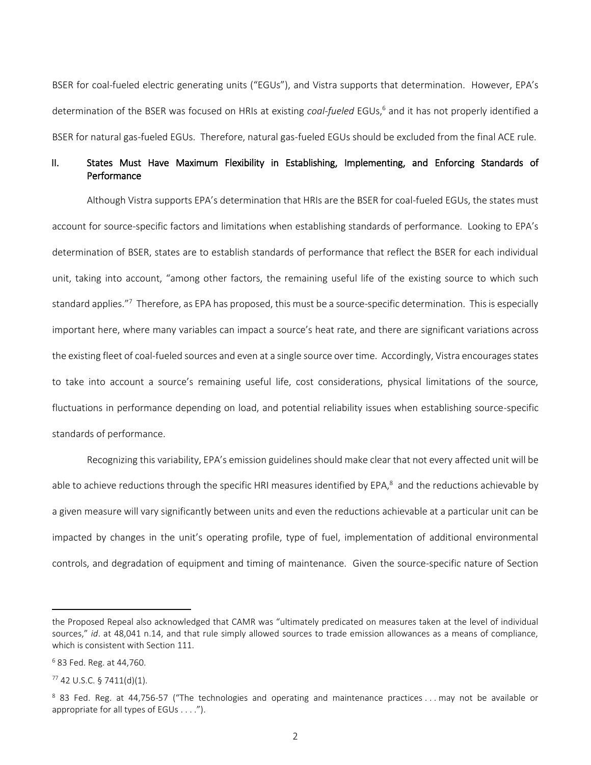BSER for coal-fueled electric generating units ("EGUs"), and Vistra supports that determination. However, EPA's determination of the BSER was focused on HRIs at existing *coal-fueled* EGUs,[6] and it has not properly identified a BSER for natural gas-fueled EGUs. Therefore, natural gas-fueled EGUs should be excluded from the final ACE rule.

## II. States Must Have Maximum Flexibility in Establishing, Implementing, and Enforcing Standards of Performance

Although Vistra supports EPA's determination that HRIs are the BSER for coal-fueled EGUs, the states must account for source-specific factors and limitations when establishing standards of performance. Looking to EPA's determination of BSER, states are to establish standards of performance that reflect the BSER for each individual unit, taking into account, "among other factors, the remaining useful life of the existing source to which such standard applies."[7] Therefore, as EPA has proposed, this must be a source-specific determination. This is especially important here, where many variables can impact a source's heat rate, and there are significant variations across the existing fleet of coal-fueled sources and even at a single source over time. Accordingly, Vistra encourages states to take into account a source's remaining useful life, cost considerations, physical limitations of the source, fluctuations in performance depending on load, and potential reliability issues when establishing source-specific standards of performance.

Recognizing this variability, EPA's emission guidelines should make clear that not every affected unit will be able to achieve reductions through the specific HRI measures identified by EPA,[8] and the reductions achievable by a given measure will vary significantly between units and even the reductions achievable at a particular unit can be impacted by changes in the unit's operating profile, type of fuel, implementation of additional environmental controls, and degradation of equipment and timing of maintenance. Given the source-specific nature of Section

---

the Proposed Repeal also acknowledged that CAMR was "ultimately predicated on measures taken at the level of individual sources," *id*. at 48,041 n.14, and that rule simply allowed sources to trade emission allowances as a means of compliance, which is consistent with Section 111.

[6] 83 Fed. Reg. at 44,760.

[7] 42 U.S.C. § 7411(d)(1).

[8] 83 Fed. Reg. at 44,756-57 ("The technologies and operating and maintenance practices . . . may not be available or appropriate for all types of EGUs . . . .").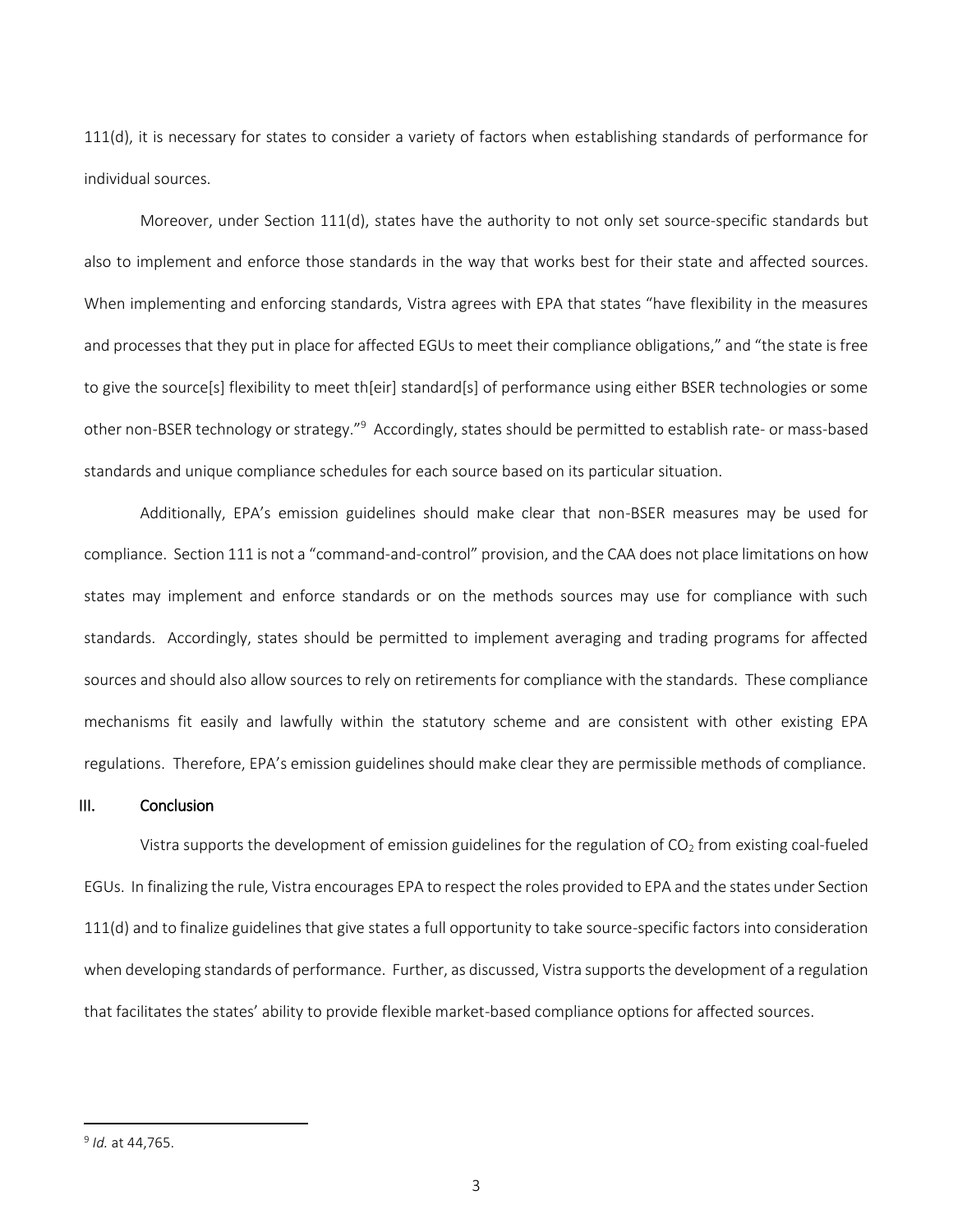111(d), it is necessary for states to consider a variety of factors when establishing standards of performance for individual sources.

Moreover, under Section 111(d), states have the authority to not only set source-specific standards but also to implement and enforce those standards in the way that works best for their state and affected sources. When implementing and enforcing standards, Vistra agrees with EPA that states "have flexibility in the measures and processes that they put in place for affected EGUs to meet their compliance obligations," and "the state is free to give the source[s] flexibility to meet th[eir] standard[s] of performance using either BSER technologies or some other non-BSER technology or strategy."[9] Accordingly, states should be permitted to establish rate- or mass-based standards and unique compliance schedules for each source based on its particular situation.

Additionally, EPA's emission guidelines should make clear that non-BSER measures may be used for compliance. Section 111 is not a "command-and-control" provision, and the CAA does not place limitations on how states may implement and enforce standards or on the methods sources may use for compliance with such standards. Accordingly, states should be permitted to implement averaging and trading programs for affected sources and should also allow sources to rely on retirements for compliance with the standards. These compliance mechanisms fit easily and lawfully within the statutory scheme and are consistent with other existing EPA regulations. Therefore, EPA's emission guidelines should make clear they are permissible methods of compliance.

## III. Conclusion

Vistra supports the development of emission guidelines for the regulation of $CO_2$ from existing coal-fueled EGUs. In finalizing the rule, Vistra encourages EPA to respect the roles provided to EPA and the states under Section 111(d) and to finalize guidelines that give states a full opportunity to take source-specific factors into consideration when developing standards of performance. Further, as discussed, Vistra supports the development of a regulation that facilitates the states' ability to provide flexible market-based compliance options for affected sources.

[9] *Id.* at 44,765.